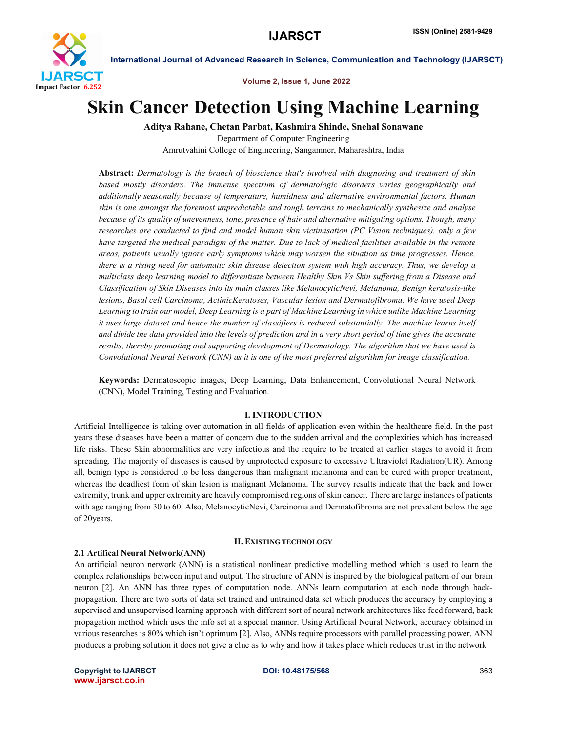# Skin Cancer Detection Using Machine Learning

**Aditya Rahane, Chetan Parbat, Kashmira Shinde, Snehal Sonawane**

Department of Computer Engineering

Amrutvahini College of Engineering, Sangamner, Maharashtra, India

**Abstract:** *Dermatology is the branch of bioscience that's involved with diagnosing and treatment of skin based mostly disorders. The immense spectrum of dermatologic disorders varies geographically and additionally seasonally because of temperature, humidness and alternative environmental factors. Human skin is one amongst the foremost unpredictable and tough terrains to mechanically synthesize and analyse because of its quality of unevenness, tone, presence of hair and alternative mitigating options. Though, many researches are conducted to find and model human skin victimisation (PC Vision techniques), only a few have targeted the medical paradigm of the matter. Due to lack of medical facilities available in the remote areas, patients usually ignore early symptoms which may worsen the situation as time progresses. Hence, there is a rising need for automatic skin disease detection system with high accuracy. Thus, we develop a multiclass deep learning model to differentiate between Healthy Skin Vs Skin suffering from a Disease and Classification of Skin Diseases into its main classes like MelanocyticNevi, Melanoma, Benign keratosis-like lesions, Basal cell Carcinoma, ActinicKeratoses, Vascular lesion and Dermatofibroma. We have used Deep Learning to train our model, Deep Learning is a part of Machine Learning in which unlike Machine Learning it uses large dataset and hence the number of classifiers is reduced substantially. The machine learns itself and divide the data provided into the levels of prediction and in a very short period of time gives the accurate results, thereby promoting and supporting development of Dermatology. The algorithm that we have used is Convolutional Neural Network (CNN) as it is one of the most preferred algorithm for image classification.*

**Keywords:** Dermatoscopic images, Deep Learning, Data Enhancement, Convolutional Neural Network (CNN), Model Training, Testing and Evaluation.

## I. INTRODUCTION

Artificial Intelligence is taking over automation in all fields of application even within the healthcare field. In the past years these diseases have been a matter of concern due to the sudden arrival and the complexities which has increased life risks. These Skin abnormalities are very infectious and the require to be treated at earlier stages to avoid it from spreading. The majority of diseases is caused by unprotected exposure to excessive Ultraviolet Radiation(UR). Among all, benign type is considered to be less dangerous than malignant melanoma and can be cured with proper treatment, whereas the deadliest form of skin lesion is malignant Melanoma. The survey results indicate that the back and lower extremity, trunk and upper extremity are heavily compromised regions of skin cancer. There are large instances of patients with age ranging from 30 to 60. Also, MelanocyticNevi, Carcinoma and Dermatofibroma are not prevalent below the age of 20years.

## II. EXISTING TECHNOLOGY

### 2.1 Artifical Neural Network(ANN)

An artificial neuron network (ANN) is a statistical nonlinear predictive modelling method which is used to learn the complex relationships between input and output. The structure of ANN is inspired by the biological pattern of our brain neuron [2]. An ANN has three types of computation node. ANNs learn computation at each node through back-propagation. There are two sorts of data set trained and untrained data set which produces the accuracy by employing a supervised and unsupervised learning approach with different sort of neural network architectures like feed forward, back propagation method which uses the info set at a special manner. Using Artificial Neural Network, accuracy obtained in various researches is 80% which isn't optimum [2]. Also, ANNs require processors with parallel processing power. ANN produces a probing solution it does not give a clue as to why and how it takes place which reduces trust in the network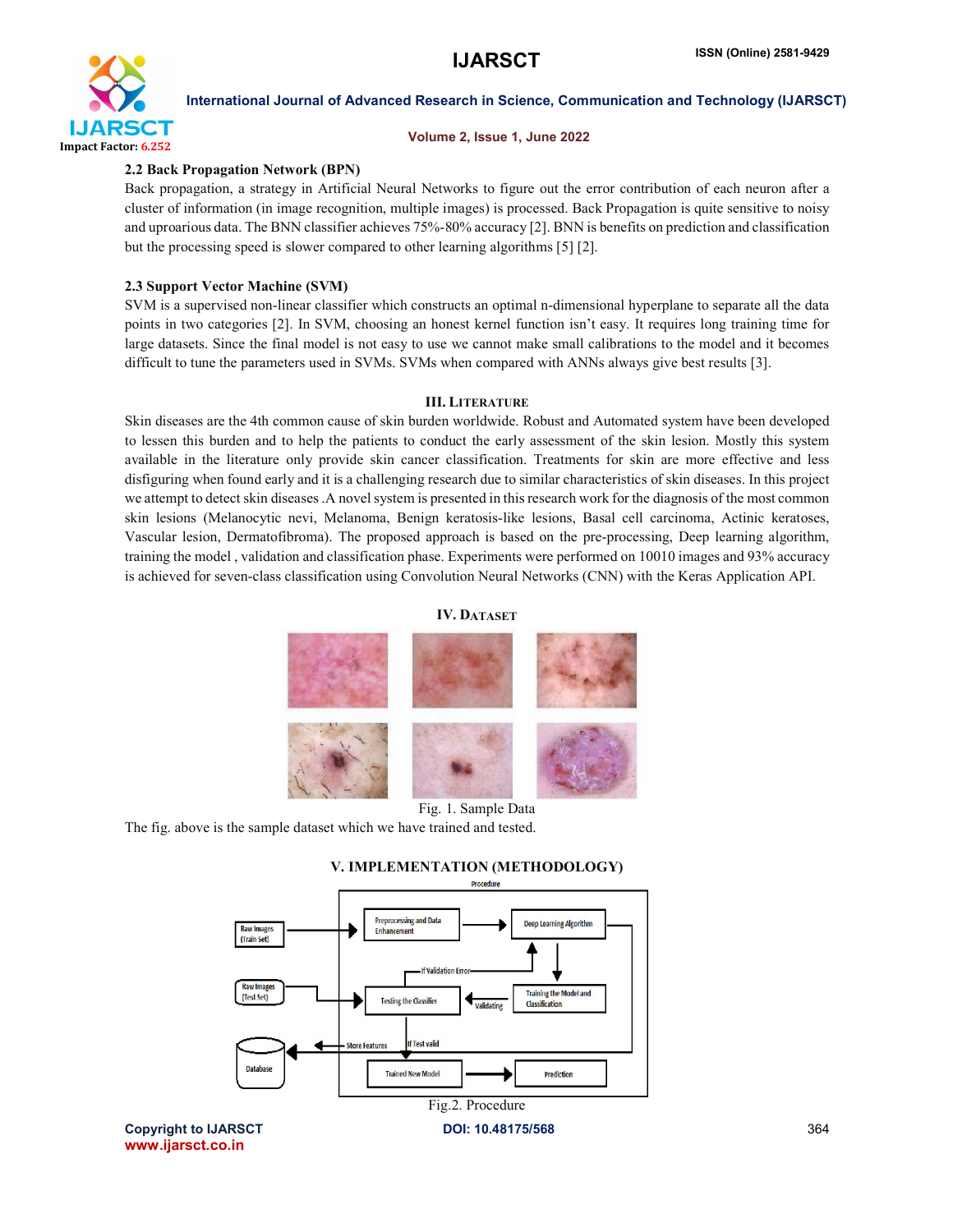### 2.2 Back Propagation Network (BPN)

Back propagation, a strategy in Artificial Neural Networks to figure out the error contribution of each neuron after a cluster of information (in image recognition, multiple images) is processed. Back Propagation is quite sensitive to noisy and uproarious data. The BNN classifier achieves 75%-80% accuracy [2]. BNN is benefits on prediction and classification but the processing speed is slower compared to other learning algorithms [5] [2].

### 2.3 Support Vector Machine (SVM)

SVM is a supervised non-linear classifier which constructs an optimal n-dimensional hyperplane to separate all the data points in two categories [2]. In SVM, choosing an honest kernel function isn't easy. It requires long training time for large datasets. Since the final model is not easy to use we cannot make small calibrations to the model and it becomes difficult to tune the parameters used in SVMs. SVMs when compared with ANNs always give best results [3].

## III. Literature

Skin diseases are the 4th common cause of skin burden worldwide. Robust and Automated system have been developed to lessen this burden and to help the patients to conduct the early assessment of the skin lesion. Mostly this system available in the literature only provide skin cancer classification. Treatments for skin are more effective and less disfiguring when found early and it is a challenging research due to similar characteristics of skin diseases. In this project we attempt to detect skin diseases .A novel system is presented in this research work for the diagnosis of the most common skin lesions (Melanocytic nevi, Melanoma, Benign keratosis-like lesions, Basal cell carcinoma, Actinic keratoses, Vascular lesion, Dermatofibroma). The proposed approach is based on the pre-processing, Deep learning algorithm, training the model , validation and classification phase. Experiments were performed on 10010 images and 93% accuracy is achieved for seven-class classification using Convolution Neural Networks (CNN) with the Keras Application API.

## IV. Dataset

Fig. 1. Sample Data

The fig. above is the sample dataset which we have trained and tested.

## V. IMPLEMENTATION (METHODOLOGY)

Fig.2. Procedure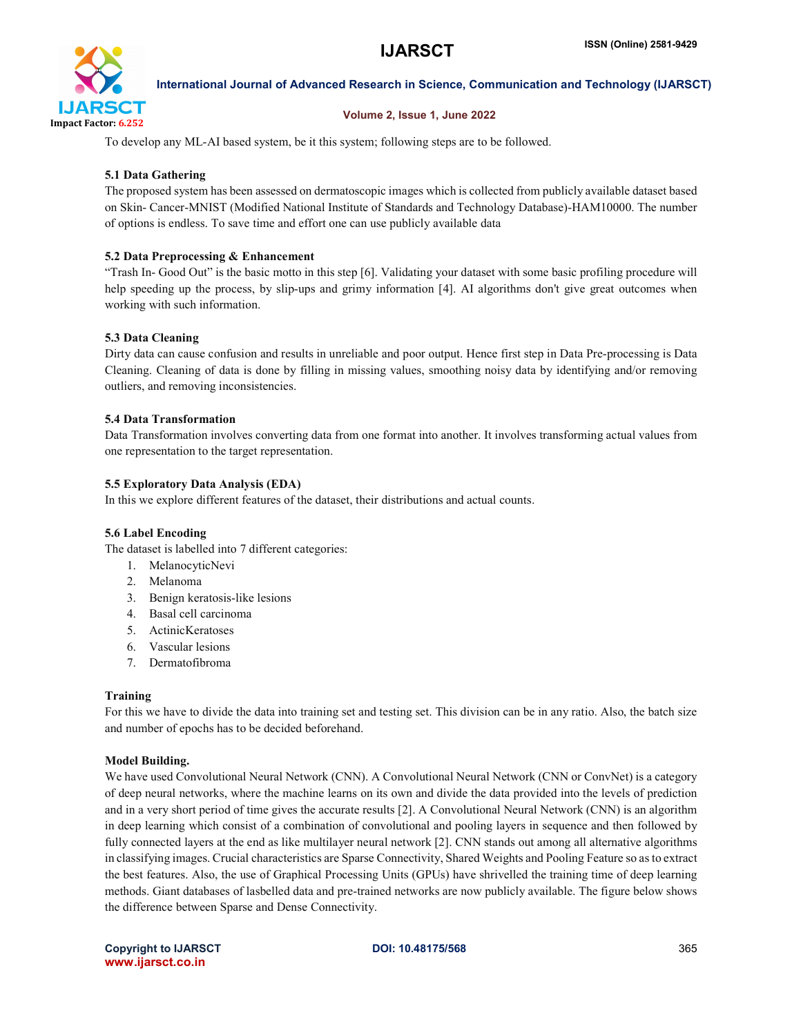To develop any ML-AI based system, be it this system; following steps are to be followed.

### 5.1 Data Gathering

The proposed system has been assessed on dermatoscopic images which is collected from publicly available dataset based on Skin- Cancer-MNIST (Modified National Institute of Standards and Technology Database)-HAM10000. The number of options is endless. To save time and effort one can use publicly available data

### 5.2 Data Preprocessing & Enhancement

"Trash In- Good Out" is the basic motto in this step [6]. Validating your dataset with some basic profiling procedure will help speeding up the process, by slip-ups and grimy information [4]. AI algorithms don't give great outcomes when working with such information.

### 5.3 Data Cleaning

Dirty data can cause confusion and results in unreliable and poor output. Hence first step in Data Pre-processing is Data Cleaning. Cleaning of data is done by filling in missing values, smoothing noisy data by identifying and/or removing outliers, and removing inconsistencies.

### 5.4 Data Transformation

Data Transformation involves converting data from one format into another. It involves transforming actual values from one representation to the target representation.

### 5.5 Exploratory Data Analysis (EDA)

In this we explore different features of the dataset, their distributions and actual counts.

### 5.6 Label Encoding

The dataset is labelled into 7 different categories:

1. MelanocyticNevi
2. Melanoma
3. Benign keratosis-like lesions
4. Basal cell carcinoma
5. ActinicKeratoses
6. Vascular lesions
7. Dermatofibroma

### Training

For this we have to divide the data into training set and testing set. This division can be in any ratio. Also, the batch size and number of epochs has to be decided beforehand.

### Model Building.

We have used Convolutional Neural Network (CNN). A Convolutional Neural Network (CNN or ConvNet) is a category of deep neural networks, where the machine learns on its own and divide the data provided into the levels of prediction and in a very short period of time gives the accurate results [2]. A Convolutional Neural Network (CNN) is an algorithm in deep learning which consist of a combination of convolutional and pooling layers in sequence and then followed by fully connected layers at the end as like multilayer neural network [2]. CNN stands out among all alternative algorithms in classifying images. Crucial characteristics are Sparse Connectivity, Shared Weights and Pooling Feature so as to extract the best features. Also, the use of Graphical Processing Units (GPUs) have shrivelled the training time of deep learning methods. Giant databases of lasbelled data and pre-trained networks are now publicly available. The figure below shows the difference between Sparse and Dense Connectivity.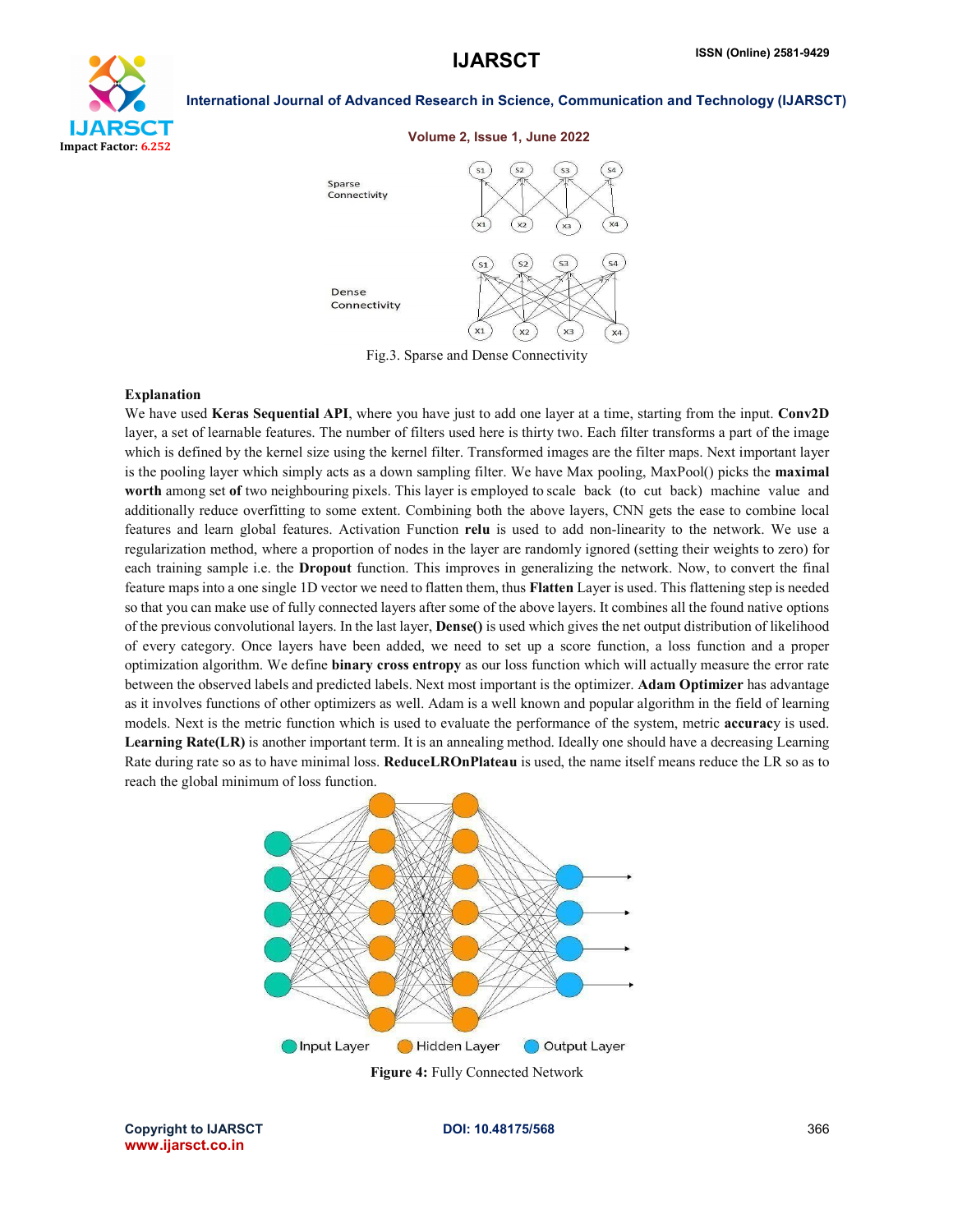Fig.3. Sparse and Dense Connectivity

**Explanation**

We have used **Keras Sequential API**, where you have just to add one layer at a time, starting from the input. **Conv2D** layer, a set of learnable features. The number of filters used here is thirty two. Each filter transforms a part of the image which is defined by the kernel size using the kernel filter. Transformed images are the filter maps. Next important layer is the pooling layer which simply acts as a down sampling filter. We have Max pooling, MaxPool() picks the **maximal worth** among set **of** two neighbouring pixels. This layer is employed to scale back (to cut back) machine value and additionally reduce overfitting to some extent. Combining both the above layers, CNN gets the ease to combine local features and learn global features. Activation Function **relu** is used to add non-linearity to the network. We use a regularization method, where a proportion of nodes in the layer are randomly ignored (setting their weights to zero) for each training sample i.e. the **Dropout** function. This improves in generalizing the network. Now, to convert the final feature maps into a one single 1D vector we need to flatten them, thus **Flatten** Layer is used. This flattening step is needed so that you can make use of fully connected layers after some of the above layers. It combines all the found native options of the previous convolutional layers. In the last layer, **Dense()** is used which gives the net output distribution of likelihood of every category. Once layers have been added, we need to set up a score function, a loss function and a proper optimization algorithm. We define **binary cross entropy** as our loss function which will actually measure the error rate between the observed labels and predicted labels. Next most important is the optimizer. **Adam Optimizer** has advantage as it involves functions of other optimizers as well. Adam is a well known and popular algorithm in the field of learning models. Next is the metric function which is used to evaluate the performance of the system, metric **accurac**y is used. **Learning Rate(LR)** is another important term. It is an annealing method. Ideally one should have a decreasing Learning Rate during rate so as to have minimal loss. **ReduceLROnPlateau** is used, the name itself means reduce the LR so as to reach the global minimum of loss function.

**Figure 4:** Fully Connected Network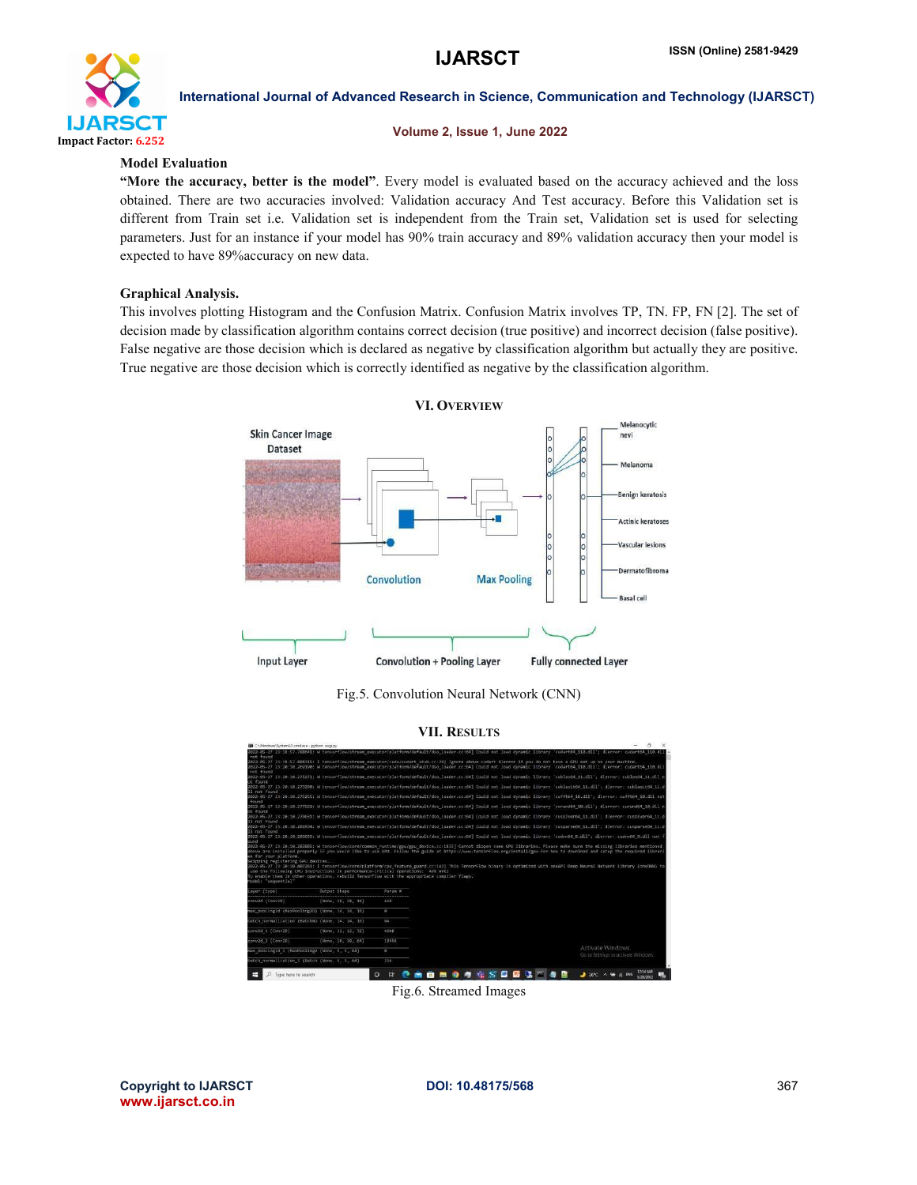### Model Evaluation

**"More the accuracy, better is the model"**. Every model is evaluated based on the accuracy achieved and the loss obtained. There are two accuracies involved: Validation accuracy And Test accuracy. Before this Validation set is different from Train set i.e. Validation set is independent from the Train set, Validation set is used for selecting parameters. Just for an instance if your model has 90% train accuracy and 89% validation accuracy then your model is expected to have 89%accuracy on new data.

### Graphical Analysis.

This involves plotting Histogram and the Confusion Matrix. Confusion Matrix involves TP, TN. FP, FN [2]. The set of decision made by classification algorithm contains correct decision (true positive) and incorrect decision (false positive). False negative are those decision which is declared as negative by classification algorithm but actually they are positive. True negative are those decision which is correctly identified as negative by the classification algorithm.

## VI. Overview

Fig.5. Convolution Neural Network (CNN)

## VII. Results

Fig.6. Streamed Images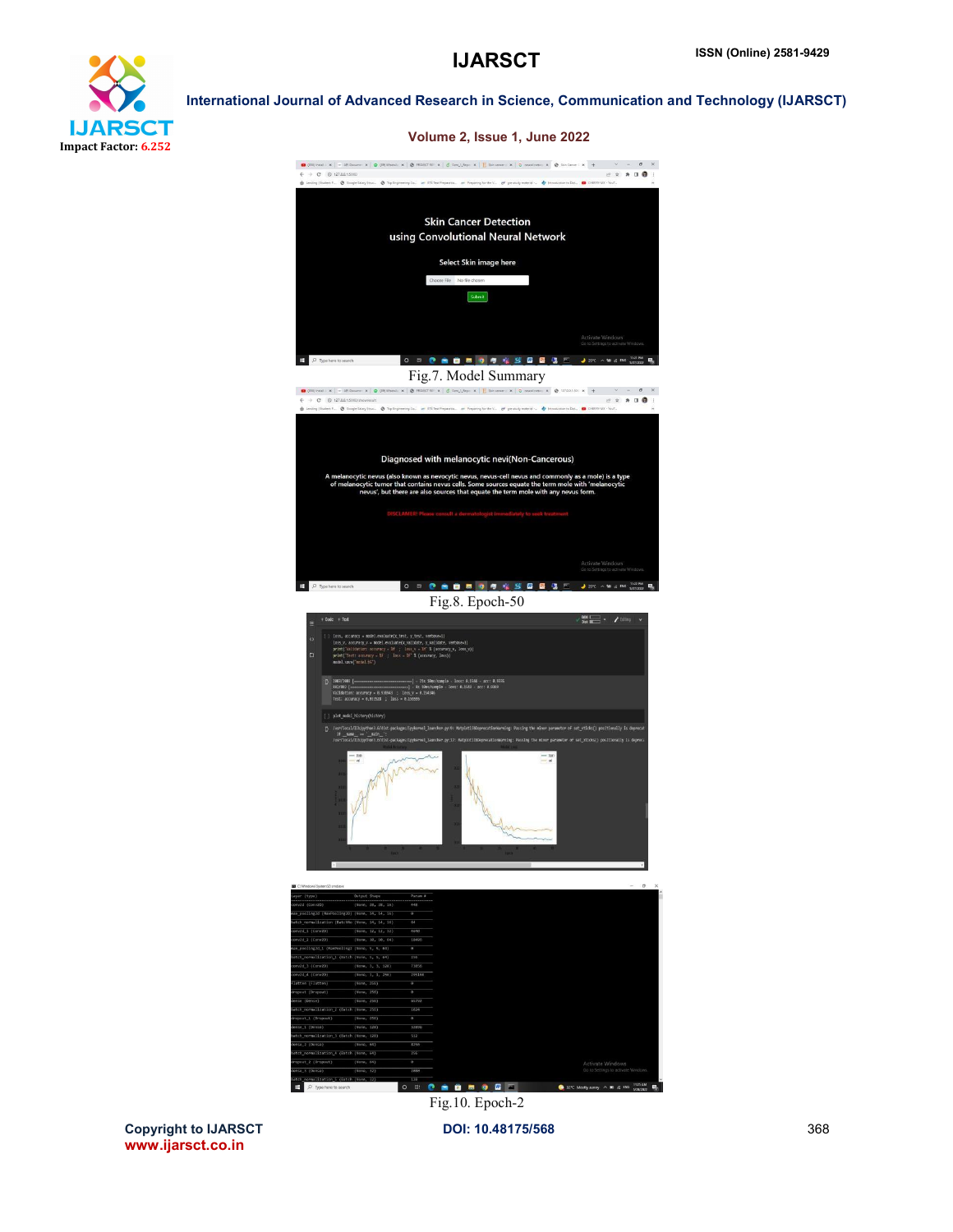Fig.7. Model Summary

Fig.8. Epoch-50

Fig.10. Epoch-2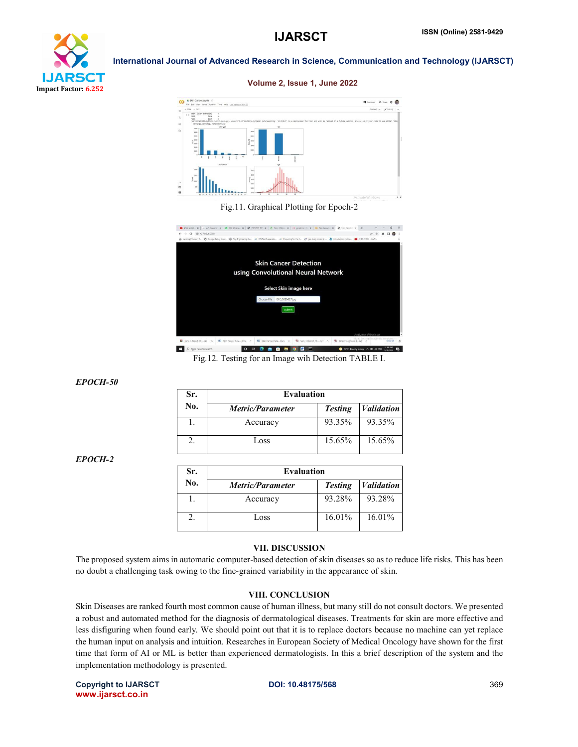Fig.11. Graphical Plotting for Epoch-2

Fig.12. Testing for an Image wih Detection TABLE I.

*EPOCH-50*

| Sr. No. | Evaluation | | |
|---|---|---|---|
| | ***Metric/Parameter*** | ***Testing*** | ***Validation*** |
| 1. | Accuracy | 93.35% | 93.35% |
| 2. | Loss | 15.65% | 15.65% |

*EPOCH-2*

| Sr. No. | Evaluation | | |
|---|---|---|---|
| | ***Metric/Parameter*** | ***Testing*** | ***Validation*** |
| 1. | Accuracy | 93.28% | 93.28% |
| 2. | Loss | 16.01% | 16.01% |

## VII. DISCUSSION

The proposed system aims in automatic computer-based detection of skin diseases so as to reduce life risks. This has been no doubt a challenging task owing to the fine-grained variability in the appearance of skin.

## VIII. CONCLUSION

Skin Diseases are ranked fourth most common cause of human illness, but many still do not consult doctors. We presented a robust and automated method for the diagnosis of dermatological diseases. Treatments for skin are more effective and less disfiguring when found early. We should point out that it is to replace doctors because no machine can yet replace the human input on analysis and intuition. Researches in European Society of Medical Oncology have shown for the first time that form of AI or ML is better than experienced dermatologists. In this a brief description of the system and the implementation methodology is presented.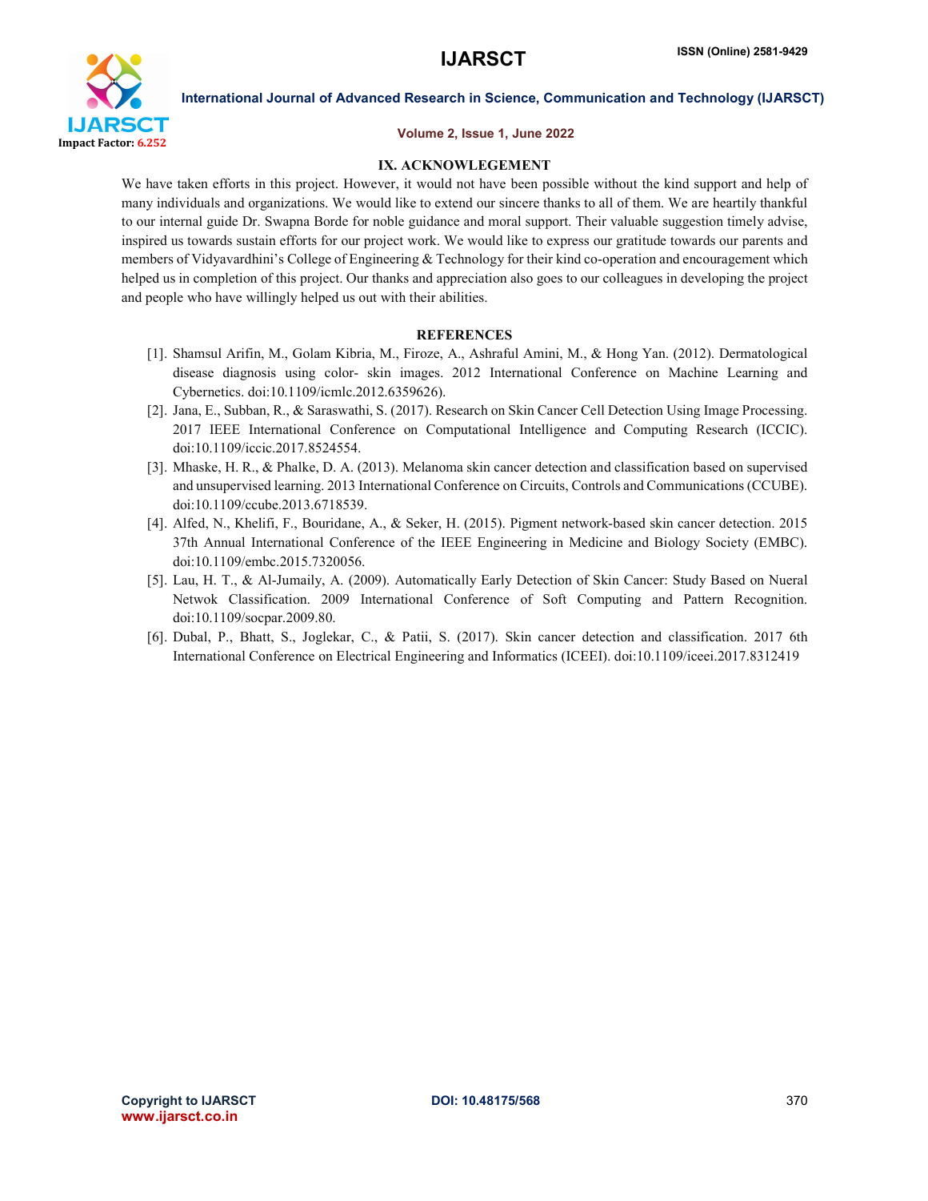## IX. ACKNOWLEGEMENT

We have taken efforts in this project. However, it would not have been possible without the kind support and help of many individuals and organizations. We would like to extend our sincere thanks to all of them. We are heartily thankful to our internal guide Dr. Swapna Borde for noble guidance and moral support. Their valuable suggestion timely advise, inspired us towards sustain efforts for our project work. We would like to express our gratitude towards our parents and members of Vidyavardhini's College of Engineering & Technology for their kind co-operation and encouragement which helped us in completion of this project. Our thanks and appreciation also goes to our colleagues in developing the project and people who have willingly helped us out with their abilities.

## REFERENCES

[1]. Shamsul Arifin, M., Golam Kibria, M., Firoze, A., Ashraful Amini, M., & Hong Yan. (2012). Dermatological disease diagnosis using color- skin images. 2012 International Conference on Machine Learning and Cybernetics. doi:10.1109/icmlc.2012.6359626).

[2]. Jana, E., Subban, R., & Saraswathi, S. (2017). Research on Skin Cancer Cell Detection Using Image Processing. 2017 IEEE International Conference on Computational Intelligence and Computing Research (ICCIC). doi:10.1109/iccic.2017.8524554.

[3]. Mhaske, H. R., & Phalke, D. A. (2013). Melanoma skin cancer detection and classification based on supervised and unsupervised learning. 2013 International Conference on Circuits, Controls and Communications (CCUBE). doi:10.1109/ccube.2013.6718539.

[4]. Alfed, N., Khelifi, F., Bouridane, A., & Seker, H. (2015). Pigment network-based skin cancer detection. 2015 37th Annual International Conference of the IEEE Engineering in Medicine and Biology Society (EMBC). doi:10.1109/embc.2015.7320056.

[5]. Lau, H. T., & Al-Jumaily, A. (2009). Automatically Early Detection of Skin Cancer: Study Based on Nueral Netwok Classification. 2009 International Conference of Soft Computing and Pattern Recognition. doi:10.1109/socpar.2009.80.

[6]. Dubal, P., Bhatt, S., Joglekar, C., & Patii, S. (2017). Skin cancer detection and classification. 2017 6th International Conference on Electrical Engineering and Informatics (ICEEI). doi:10.1109/iceei.2017.8312419